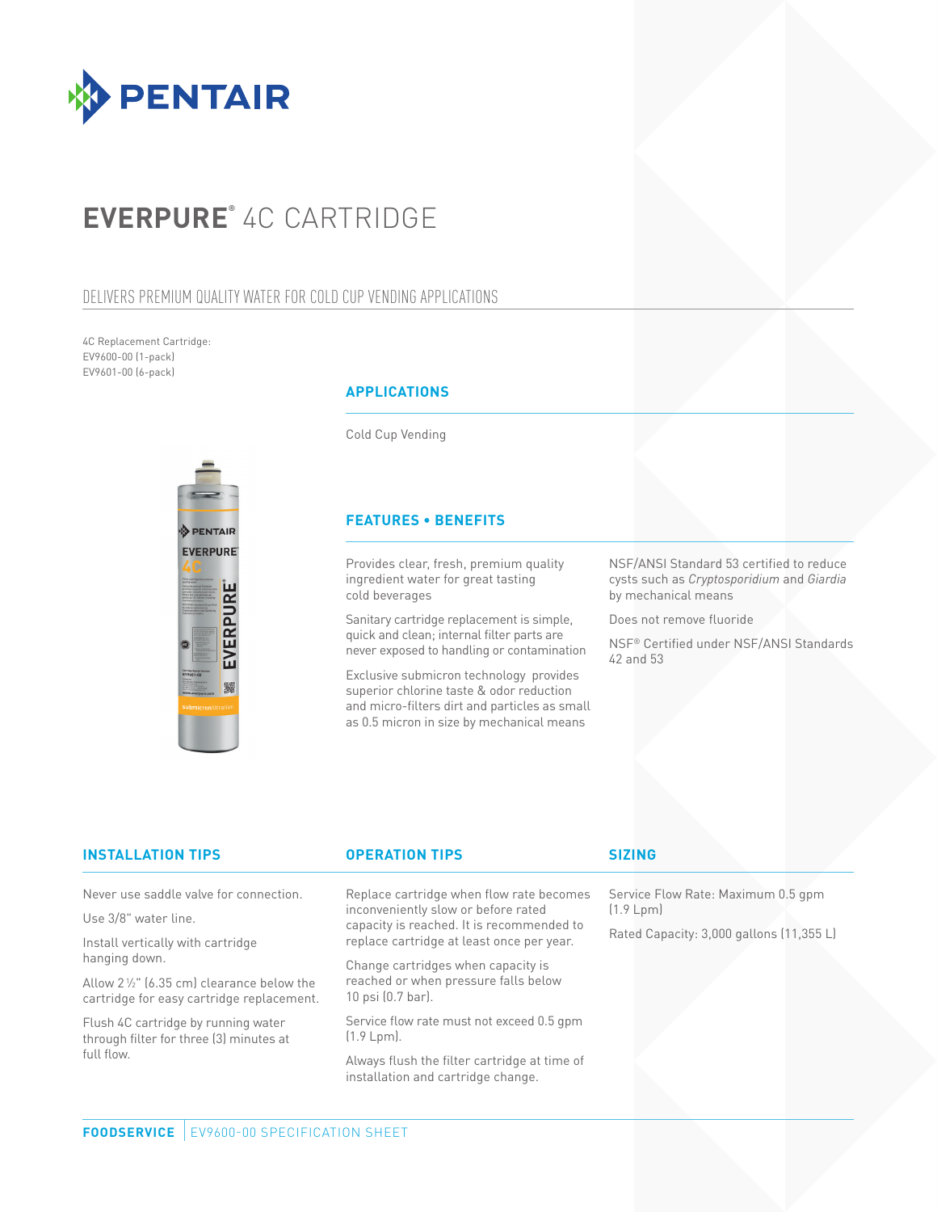# EVERPURE® 4C CARTRIDGE

## DELIVERS PREMIUM QUALITY WATER FOR COLD CUP VENDING APPLICATIONS

4C Replacement Cartridge:
EV9600-00 (1-pack)
EV9601-00 (6-pack)

### APPLICATIONS

Cold Cup Vending

### FEATURES • BENEFITS

Provides clear, fresh, premium quality ingredient water for great tasting cold beverages

Sanitary cartridge replacement is simple, quick and clean; internal filter parts are never exposed to handling or contamination

Exclusive submicron technology provides superior chlorine taste & odor reduction and micro-filters dirt and particles as small as 0.5 micron in size by mechanical means

NSF/ANSI Standard 53 certified to reduce cysts such as *Cryptosporidium* and *Giardia* by mechanical means

Does not remove fluoride

NSF® Certified under NSF/ANSI Standards 42 and 53

### INSTALLATION TIPS

Never use saddle valve for connection.

Use 3/8" water line.

Install vertically with cartridge hanging down.

Allow 2 ½" (6.35 cm) clearance below the cartridge for easy cartridge replacement.

Flush 4C cartridge by running water through filter for three (3) minutes at full flow.

### OPERATION TIPS

Replace cartridge when flow rate becomes inconveniently slow or before rated capacity is reached. It is recommended to replace cartridge at least once per year.

Change cartridges when capacity is reached or when pressure falls below 10 psi (0.7 bar).

Service flow rate must not exceed 0.5 gpm (1.9 Lpm).

Always flush the filter cartridge at time of installation and cartridge change.

### SIZING

Service Flow Rate: Maximum 0.5 gpm (1.9 Lpm)

Rated Capacity: 3,000 gallons (11,355 L)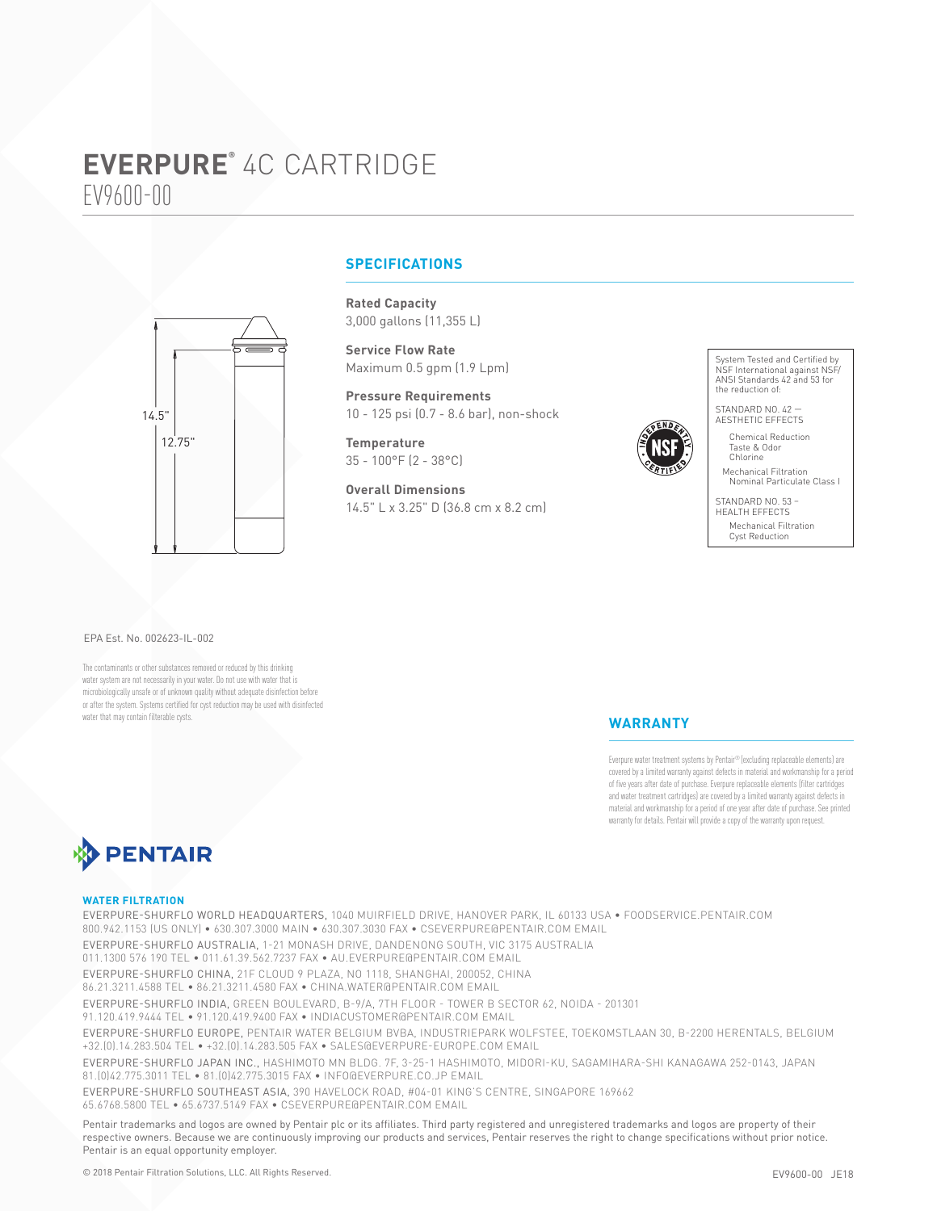# **EVERPURE®** 4C CARTRIDGE

EV9600-00

14.5"

12.75"

## SPECIFICATIONS

**Rated Capacity**
3,000 gallons (11,355 L)

**Service Flow Rate**
Maximum 0.5 gpm (1.9 Lpm)

**Pressure Requirements**
10 - 125 psi (0.7 - 8.6 bar), non-shock

**Temperature**
35 - 100°F (2 - 38°C)

**Overall Dimensions**
14.5" L x 3.25" D (36.8 cm x 8.2 cm)

INDEPENDENTLY NSF CERTIFIED

System Tested and Certified by NSF International against NSF/ANSI Standards 42 and 53 for the reduction of:

STANDARD NO. 42 — AESTHETIC EFFECTS
- Chemical Reduction
  - Taste & Odor
  - Chlorine
- Mechanical Filtration
  - Nominal Particulate Class I

STANDARD NO. 53 – HEALTH EFFECTS
- Mechanical Filtration
  - Cyst Reduction

EPA Est. No. 002623-IL-002

The contaminants or other substances removed or reduced by this drinking water system are not necessarily in your water. Do not use with water that is microbiologically unsafe or of unknown quality without adequate disinfection before or after the system. Systems certified for cyst reduction may be used with disinfected water that may contain filterable cysts.

## WARRANTY

Everpure water treatment systems by Pentair® (excluding replaceable elements) are covered by a limited warranty against defects in material and workmanship for a period of five years after date of purchase. Everpure replaceable elements (filter cartridges and water treatment cartridges) are covered by a limited warranty against defects in material and workmanship for a period of one year after date of purchase. See printed warranty for details. Pentair will provide a copy of the warranty upon request.

PENTAIR

**WATER FILTRATION**

EVERPURE-SHURFLO WORLD HEADQUARTERS, 1040 MUIRFIELD DRIVE, HANOVER PARK, IL 60133 USA • FOODSERVICE.PENTAIR.COM
800.942.1153 (US ONLY) • 630.307.3000 MAIN • 630.307.3030 FAX • CSEVERPURE@PENTAIR.COM EMAIL

EVERPURE-SHURFLO AUSTRALIA, 1-21 MONASH DRIVE, DANDENONG SOUTH, VIC 3175 AUSTRALIA
011.1300 576 190 TEL • 011.61.39.562.7237 FAX • AU.EVERPURE@PENTAIR.COM EMAIL

EVERPURE-SHURFLO CHINA, 21F CLOUD 9 PLAZA, NO 1118, SHANGHAI, 200052, CHINA
86.21.3211.4588 TEL • 86.21.3211.4580 FAX • CHINA.WATER@PENTAIR.COM EMAIL

EVERPURE-SHURFLO INDIA, GREEN BOULEVARD, B-9/A, 7TH FLOOR - TOWER B SECTOR 62, NOIDA - 201301
91.120.419.9444 TEL • 91.120.419.9400 FAX • INDIACUSTOMER@PENTAIR.COM EMAIL

EVERPURE-SHURFLO EUROPE, PENTAIR WATER BELGIUM BVBA, INDUSTRIEPARK WOLFSTEE, TOEKOMSTLAAN 30, B-2200 HERENTALS, BELGIUM
+32.(0).14.283.504 TEL • +32.(0).14.283.505 FAX • SALES@EVERPURE-EUROPE.COM EMAIL

EVERPURE-SHURFLO JAPAN INC., HASHIMOTO MN BLDG. 7F, 3-25-1 HASHIMOTO, MIDORI-KU, SAGAMIHARA-SHI KANAGAWA 252-0143, JAPAN
81.(0)42.775.3011 TEL • 81.(0)42.775.3015 FAX • INFO@EVERPURE.CO.JP EMAIL

EVERPURE-SHURFLO SOUTHEAST ASIA, 390 HAVELOCK ROAD, #04-01 KING'S CENTRE, SINGAPORE 169662
65.6768.5800 TEL • 65.6737.5149 FAX • CSEVERPURE@PENTAIR.COM EMAIL

Pentair trademarks and logos are owned by Pentair plc or its affiliates. Third party registered and unregistered trademarks and logos are property of their respective owners. Because we are continuously improving our products and services, Pentair reserves the right to change specifications without prior notice. Pentair is an equal opportunity employer.

© 2018 Pentair Filtration Solutions, LLC. All Rights Reserved.

EV9600-00 JE18